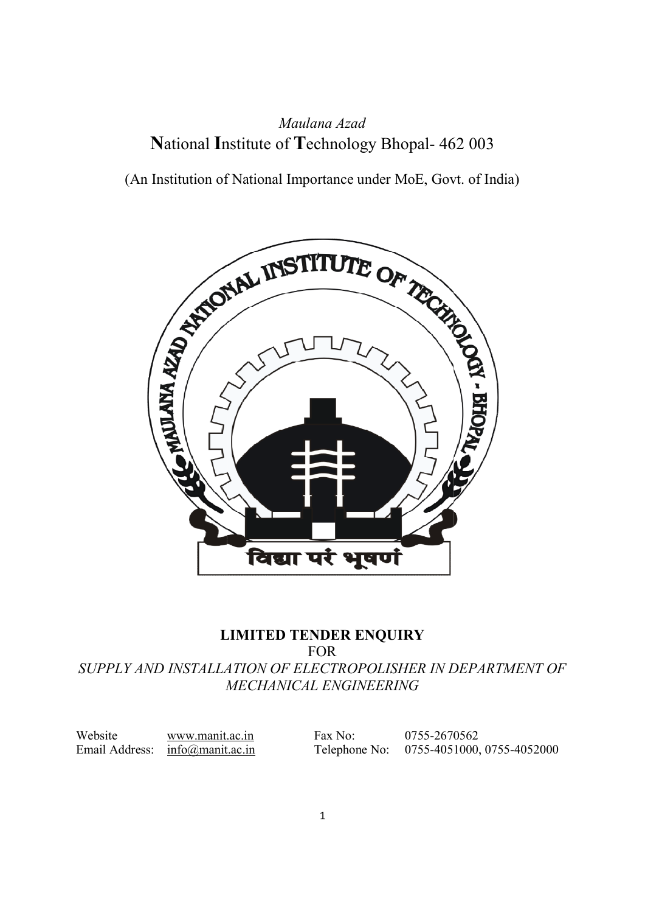*Maulana Azad*

# **N**ational **I**nstitute of **T**echnology Bhopal- 462 003

(An Institution of National Importance under MoE, Govt. of India)

## LIMITED TENDER ENQUIRY

FOR

*SUPPLY AND INSTALLATION OF ELECTROPOLISHER IN DEPARTMENT OF MECHANICAL ENGINEERING*

| | | | |
|---|---|---|---|
| Website | www.manit.ac.in | Fax No: | 0755-2670562 |
| Email Address: | info@manit.ac.in | Telephone No: | 0755-4051000, 0755-4052000 |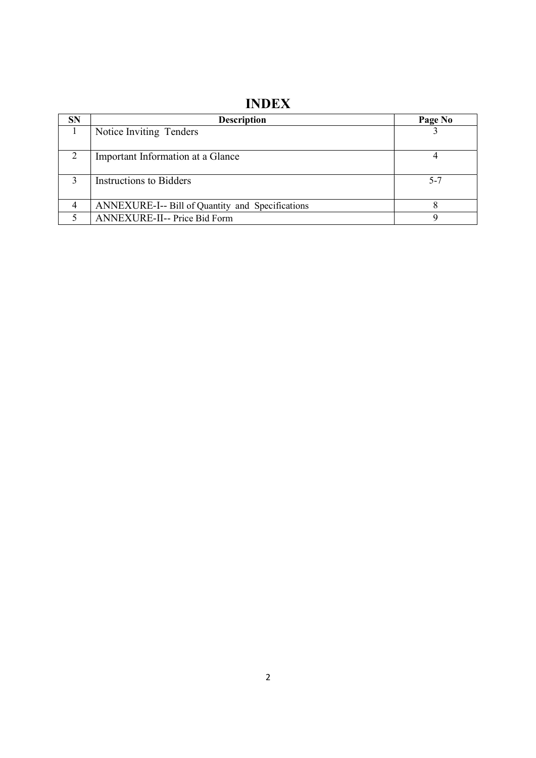# INDEX

| SN | Description | Page No |
|---|---|---|
| 1 | Notice Inviting Tenders | 3 |
| 2 | Important Information at a Glance | 4 |
| 3 | Instructions to Bidders | 5-7 |
| 4 | ANNEXURE-I-- Bill of Quantity and Specifications | 8 |
| 5 | ANNEXURE-II-- Price Bid Form | 9 |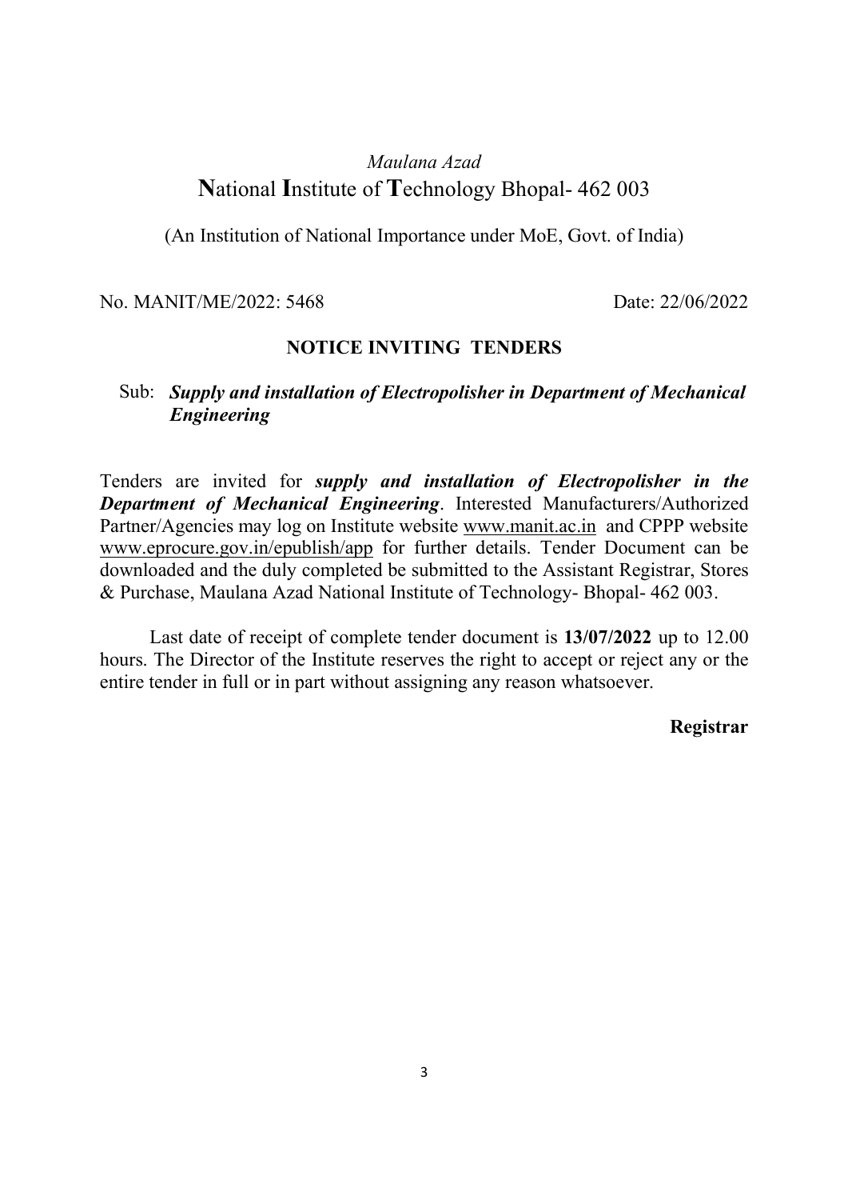*Maulana Azad*

# **N**ational **I**nstitute of **T**echnology Bhopal- 462 003

(An Institution of National Importance under MoE, Govt. of India)

No. MANIT/ME/2022: 5468 Date: 22/06/2022

## NOTICE INVITING TENDERS

Sub: ***Supply and installation of Electropolisher in Department of Mechanical Engineering***

Tenders are invited for ***supply and installation of Electropolisher in the Department of Mechanical Engineering***. Interested Manufacturers/Authorized Partner/Agencies may log on Institute website www.manit.ac.in and CPPP website www.eprocure.gov.in/epublish/app for further details. Tender Document can be downloaded and the duly completed be submitted to the Assistant Registrar, Stores & Purchase, Maulana Azad National Institute of Technology- Bhopal- 462 003.

Last date of receipt of complete tender document is **13/07/2022** up to 12.00 hours. The Director of the Institute reserves the right to accept or reject any or the entire tender in full or in part without assigning any reason whatsoever.

**Registrar**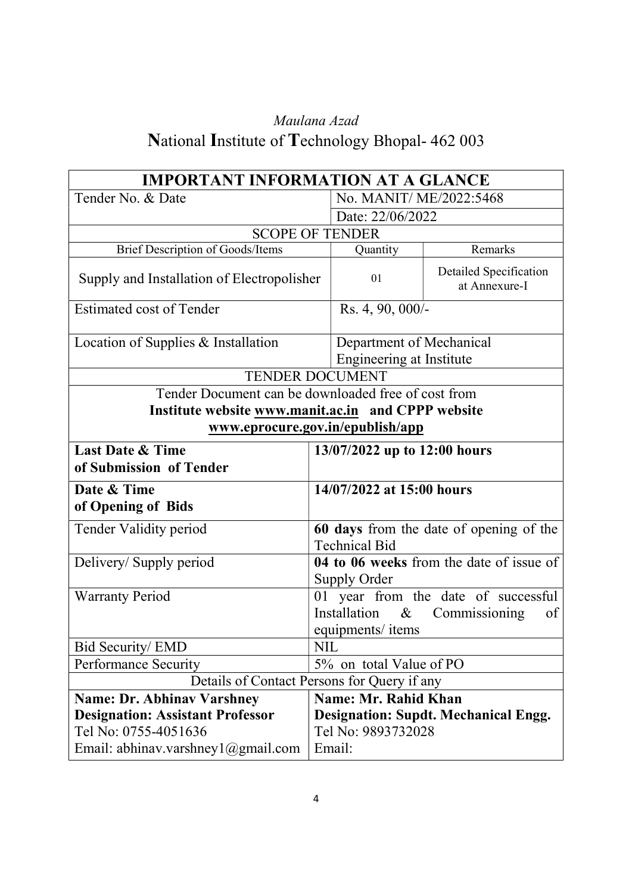*Maulana Azad*
# **N**ational **I**nstitute of **T**echnology Bhopal- 462 003

| **IMPORTANT INFORMATION AT A GLANCE** | | |
|---|---|---|
| Tender No. & Date | No. MANIT/ ME/2022:5468 | |
| | Date: 22/06/2022 | |
| SCOPE OF TENDER | | |
| Brief Description of Goods/Items | Quantity | Remarks |
| Supply and Installation of Electropolisher | 01 | Detailed Specification at Annexure-I |
| Estimated cost of Tender | Rs. 4, 90, 000/- | |
| Location of Supplies & Installation | Department of Mechanical Engineering at Institute | |
| TENDER DOCUMENT | | |
| Tender Document can be downloaded free of cost from **Institute website www.manit.ac.in and CPPP website www.eprocure.gov.in/epublish/app** | | |
| **Last Date & Time of Submission of Tender** | **13/07/2022 up to 12:00 hours** | |
| **Date & Time of Opening of Bids** | **14/07/2022 at 15:00 hours** | |
| Tender Validity period | **60 days** from the date of opening of the Technical Bid | |
| Delivery/ Supply period | **04 to 06 weeks** from the date of issue of Supply Order | |
| Warranty Period | 01 year from the date of successful Installation & Commissioning of equipments/ items | |
| Bid Security/ EMD | NIL | |
| Performance Security | 5% on total Value of PO | |
| Details of Contact Persons for Query if any | | |
| **Name: Dr. Abhinav Varshney**<br>**Designation: Assistant Professor**<br>Tel No: 0755-4051636<br>Email: abhinav.varshney1@gmail.com | **Name: Mr. Rahid Khan**<br>**Designation: Supdt. Mechanical Engg.**<br>Tel No: 9893732028<br>Email: | |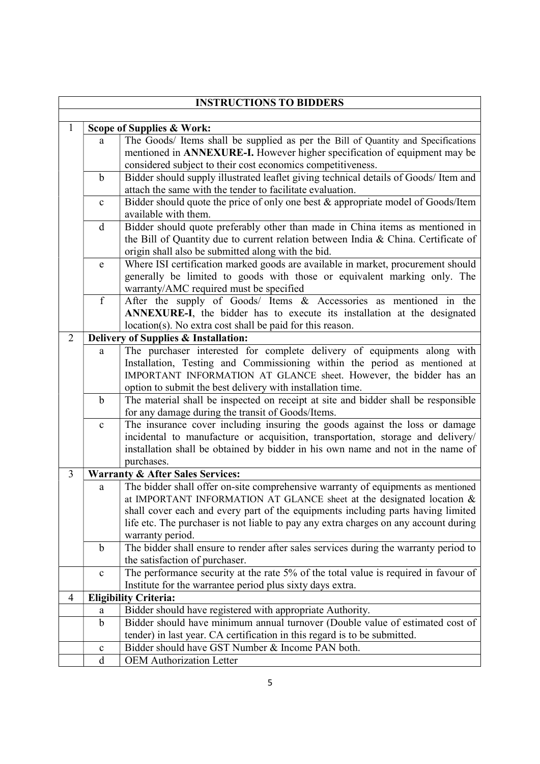| INSTRUCTIONS TO BIDDERS | | |
|---|---|---|
| 1 | **Scope of Supplies & Work:** | |
| | a | The Goods/ Items shall be supplied as per the Bill of Quantity and Specifications mentioned in **ANNEXURE-I.** However higher specification of equipment may be considered subject to their cost economics competitiveness. |
| | b | Bidder should supply illustrated leaflet giving technical details of Goods/ Item and attach the same with the tender to facilitate evaluation. |
| | c | Bidder should quote the price of only one best & appropriate model of Goods/Item available with them. |
| | d | Bidder should quote preferably other than made in China items as mentioned in the Bill of Quantity due to current relation between India & China. Certificate of origin shall also be submitted along with the bid. |
| | e | Where ISI certification marked goods are available in market, procurement should generally be limited to goods with those or equivalent marking only. The warranty/AMC required must be specified |
| | f | After the supply of Goods/ Items & Accessories as mentioned in the **ANNEXURE-I**, the bidder has to execute its installation at the designated location(s). No extra cost shall be paid for this reason. |
| 2 | **Delivery of Supplies & Installation:** | |
| | a | The purchaser interested for complete delivery of equipments along with Installation, Testing and Commissioning within the period as mentioned at IMPORTANT INFORMATION AT GLANCE sheet. However, the bidder has an option to submit the best delivery with installation time. |
| | b | The material shall be inspected on receipt at site and bidder shall be responsible for any damage during the transit of Goods/Items. |
| | c | The insurance cover including insuring the goods against the loss or damage incidental to manufacture or acquisition, transportation, storage and delivery/ installation shall be obtained by bidder in his own name and not in the name of purchases. |
| 3 | **Warranty & After Sales Services:** | |
| | a | The bidder shall offer on-site comprehensive warranty of equipments as mentioned at IMPORTANT INFORMATION AT GLANCE sheet at the designated location & shall cover each and every part of the equipments including parts having limited life etc. The purchaser is not liable to pay any extra charges on any account during warranty period. |
| | b | The bidder shall ensure to render after sales services during the warranty period to the satisfaction of purchaser. |
| | c | The performance security at the rate 5% of the total value is required in favour of Institute for the warrantee period plus sixty days extra. |
| 4 | **Eligibility Criteria:** | |
| | a | Bidder should have registered with appropriate Authority. |
| | b | Bidder should have minimum annual turnover (Double value of estimated cost of tender) in last year. CA certification in this regard is to be submitted. |
| | c | Bidder should have GST Number & Income PAN both. |
| | d | OEM Authorization Letter |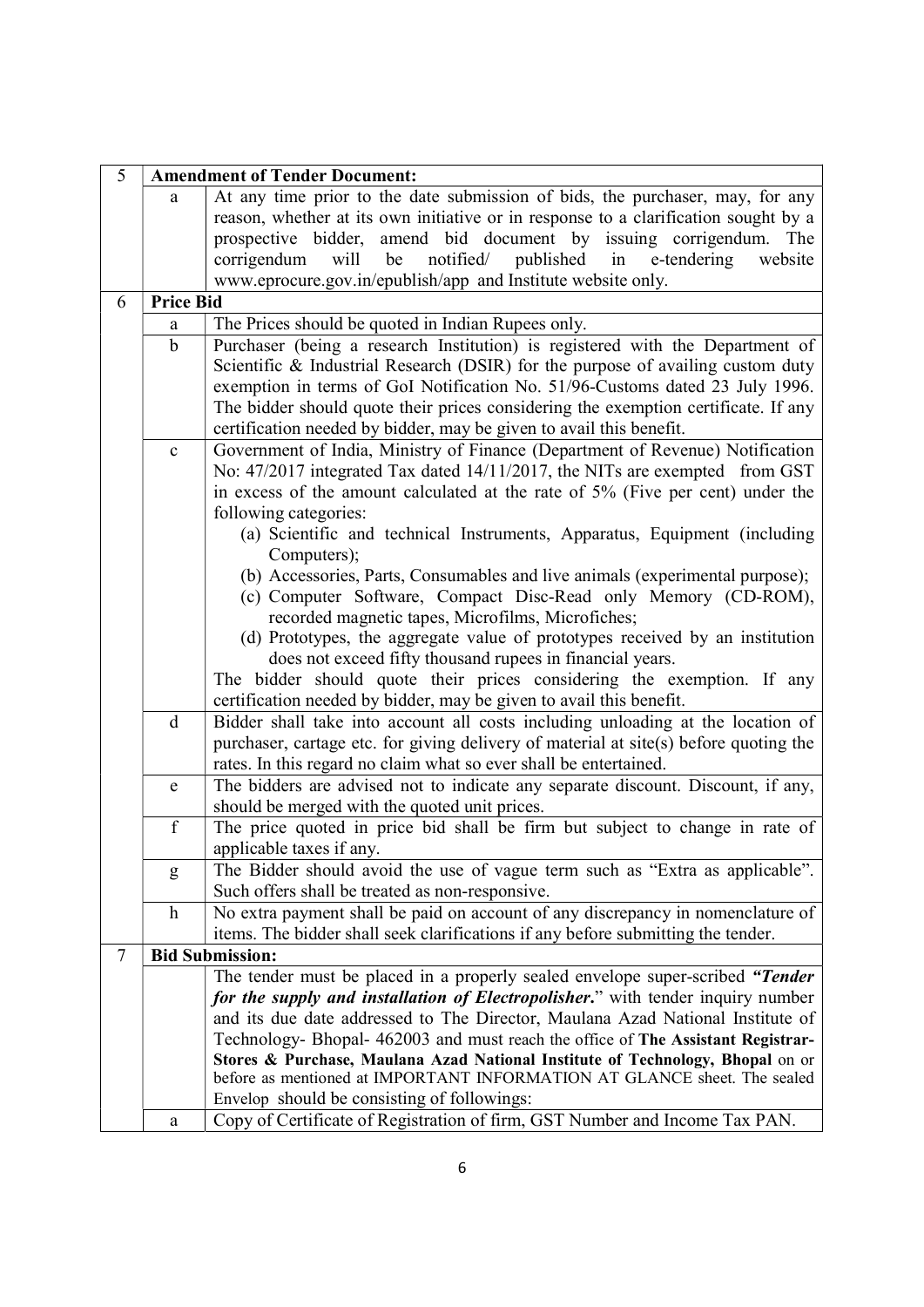| 5 | **Amendment of Tender Document:** | |
|---|---|---|
| | a | At any time prior to the date submission of bids, the purchaser, may, for any reason, whether at its own initiative or in response to a clarification sought by a prospective bidder, amend bid document by issuing corrigendum. The corrigendum will be notified/ published in e-tendering website www.eprocure.gov.in/epublish/app and Institute website only. |
| 6 | **Price Bid** | |
| | a | The Prices should be quoted in Indian Rupees only. |
| | b | Purchaser (being a research Institution) is registered with the Department of Scientific & Industrial Research (DSIR) for the purpose of availing custom duty exemption in terms of GoI Notification No. 51/96-Customs dated 23 July 1996. The bidder should quote their prices considering the exemption certificate. If any certification needed by bidder, may be given to avail this benefit. |
| | c | Government of India, Ministry of Finance (Department of Revenue) Notification No: 47/2017 integrated Tax dated 14/11/2017, the NITs are exempted from GST in excess of the amount calculated at the rate of 5% (Five per cent) under the following categories:<br>(a) Scientific and technical Instruments, Apparatus, Equipment (including Computers);<br>(b) Accessories, Parts, Consumables and live animals (experimental purpose);<br>(c) Computer Software, Compact Disc-Read only Memory (CD-ROM), recorded magnetic tapes, Microfilms, Microfiches;<br>(d) Prototypes, the aggregate value of prototypes received by an institution does not exceed fifty thousand rupees in financial years.<br>The bidder should quote their prices considering the exemption. If any certification needed by bidder, may be given to avail this benefit. |
| | d | Bidder shall take into account all costs including unloading at the location of purchaser, cartage etc. for giving delivery of material at site(s) before quoting the rates. In this regard no claim what so ever shall be entertained. |
| | e | The bidders are advised not to indicate any separate discount. Discount, if any, should be merged with the quoted unit prices. |
| | f | The price quoted in price bid shall be firm but subject to change in rate of applicable taxes if any. |
| | g | The Bidder should avoid the use of vague term such as "Extra as applicable". Such offers shall be treated as non-responsive. |
| | h | No extra payment shall be paid on account of any discrepancy in nomenclature of items. The bidder shall seek clarifications if any before submitting the tender. |
| 7 | **Bid Submission:** | |
| | | The tender must be placed in a properly sealed envelope super-scribed ***"Tender for the supply and installation of Electropolisher.***" with tender inquiry number and its due date addressed to The Director, Maulana Azad National Institute of Technology- Bhopal- 462003 and must reach the office of **The Assistant Registrar-Stores & Purchase, Maulana Azad National Institute of Technology, Bhopal** on or before as mentioned at IMPORTANT INFORMATION AT GLANCE sheet. The sealed Envelop should be consisting of followings: |
| | a | Copy of Certificate of Registration of firm, GST Number and Income Tax PAN. |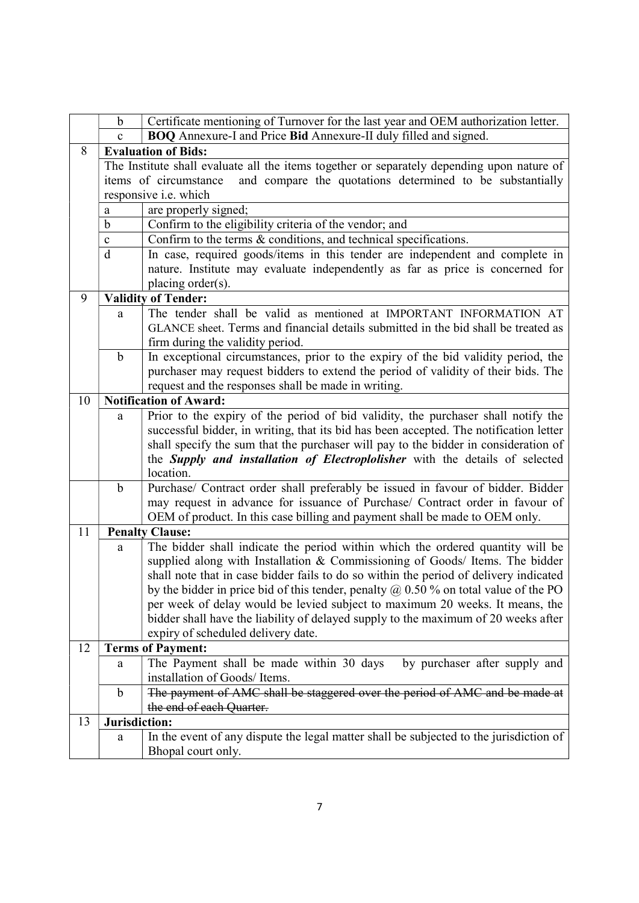| | | |
|---|---|---|
| | b | Certificate mentioning of Turnover for the last year and OEM authorization letter. |
| | c | **BOQ** Annexure-I and Price **Bid** Annexure-II duly filled and signed. |
| 8 | **Evaluation of Bids:** | |
| | The Institute shall evaluate all the items together or separately depending upon nature of items of circumstance and compare the quotations determined to be substantially responsive i.e. which | |
| | a | are properly signed; |
| | b | Confirm to the eligibility criteria of the vendor; and |
| | c | Confirm to the terms & conditions, and technical specifications. |
| | d | In case, required goods/items in this tender are independent and complete in nature. Institute may evaluate independently as far as price is concerned for placing order(s). |
| 9 | **Validity of Tender:** | |
| | a | The tender shall be valid as mentioned at IMPORTANT INFORMATION AT GLANCE sheet. Terms and financial details submitted in the bid shall be treated as firm during the validity period. |
| | b | In exceptional circumstances, prior to the expiry of the bid validity period, the purchaser may request bidders to extend the period of validity of their bids. The request and the responses shall be made in writing. |
| 10 | **Notification of Award:** | |
| | a | Prior to the expiry of the period of bid validity, the purchaser shall notify the successful bidder, in writing, that its bid has been accepted. The notification letter shall specify the sum that the purchaser will pay to the bidder in consideration of the ***Supply and installation of Electroplolisher*** with the details of selected location. |
| | b | Purchase/ Contract order shall preferably be issued in favour of bidder. Bidder may request in advance for issuance of Purchase/ Contract order in favour of OEM of product. In this case billing and payment shall be made to OEM only. |
| 11 | **Penalty Clause:** | |
| | a | The bidder shall indicate the period within which the ordered quantity will be supplied along with Installation & Commissioning of Goods/ Items. The bidder shall note that in case bidder fails to do so within the period of delivery indicated by the bidder in price bid of this tender, penalty @ 0.50 % on total value of the PO per week of delay would be levied subject to maximum 20 weeks. It means, the bidder shall have the liability of delayed supply to the maximum of 20 weeks after expiry of scheduled delivery date. |
| 12 | **Terms of Payment:** | |
| | a | The Payment shall be made within 30 days by purchaser after supply and installation of Goods/ Items. |
| | b | ~~The payment of AMC shall be staggered over the period of AMC and be made at the end of each Quarter.~~ |
| 13 | **Jurisdiction:** | |
| | a | In the event of any dispute the legal matter shall be subjected to the jurisdiction of Bhopal court only. |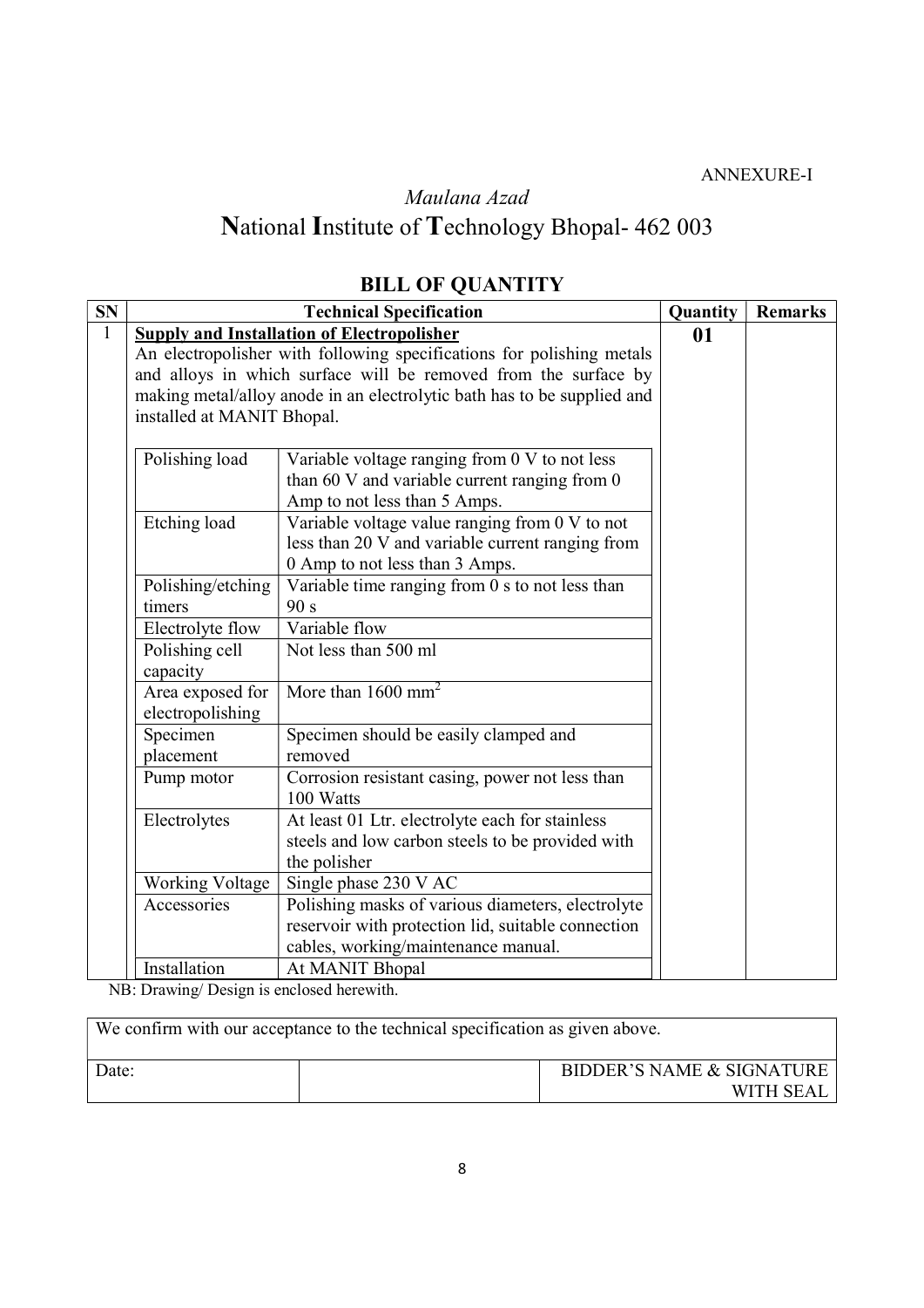ANNEXURE-I

*Maulana Azad*

# **N**ational **I**nstitute of **T**echnology Bhopal- 462 003

## BILL OF QUANTITY

| SN | Technical Specification | | Quantity | Remarks |
|---|---|---|---|---|
| 1 | **Supply and Installation of Electropolisher**<br>An electropolisher with following specifications for polishing metals and alloys in which surface will be removed from the surface by making metal/alloy anode in an electrolytic bath has to be supplied and installed at MANIT Bhopal. | | **01** | |
| | Polishing load | Variable voltage ranging from 0 V to not less than 60 V and variable current ranging from 0 Amp to not less than 5 Amps. | | |
| | Etching load | Variable voltage value ranging from 0 V to not less than 20 V and variable current ranging from 0 Amp to not less than 3 Amps. | | |
| | Polishing/etching timers | Variable time ranging from 0 s to not less than 90 s | | |
| | Electrolyte flow | Variable flow | | |
| | Polishing cell capacity | Not less than 500 ml | | |
| | Area exposed for electropolishing | More than 1600 $mm^2$ | | |
| | Specimen placement | Specimen should be easily clamped and removed | | |
| | Pump motor | Corrosion resistant casing, power not less than 100 Watts | | |
| | Electrolytes | At least 01 Ltr. electrolyte each for stainless steels and low carbon steels to be provided with the polisher | | |
| | Working Voltage | Single phase 230 V AC | | |
| | Accessories | Polishing masks of various diameters, electrolyte reservoir with protection lid, suitable connection cables, working/maintenance manual. | | |
| | Installation | At MANIT Bhopal | | |

NB: Drawing/ Design is enclosed herewith.

| We confirm with our acceptance to the technical specification as given above. | | |
|---|---|---|
| Date: | | BIDDER'S NAME & SIGNATURE WITH SEAL |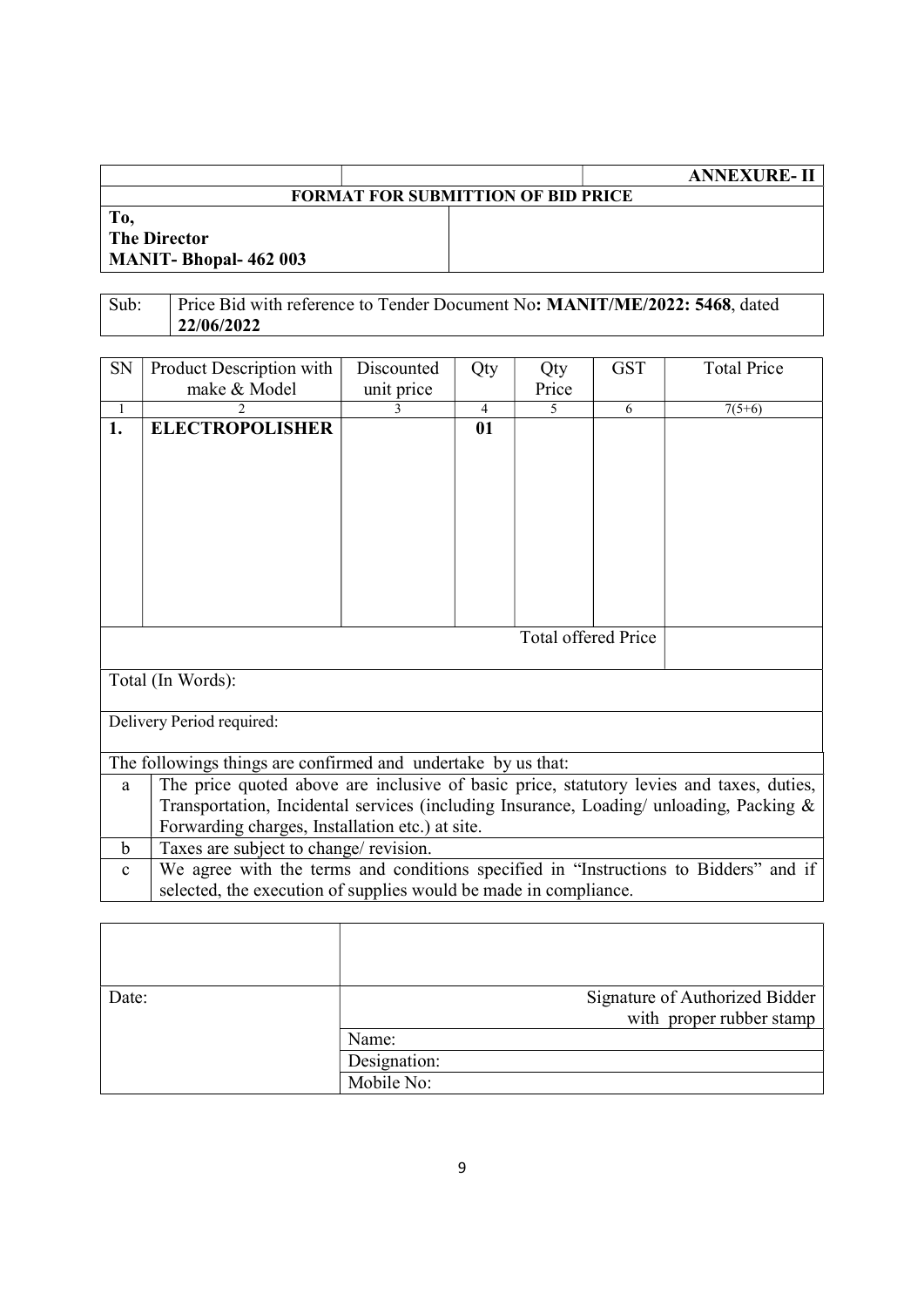**ANNEXURE- II**

**FORMAT FOR SUBMITTION OF BID PRICE**

**To,**
**The Director**
**MANIT- Bhopal- 462 003**

| Sub: | Price Bid with reference to Tender Document No**: MANIT/ME/2022: 5468**, dated **22/06/2022** |
|---|---|

| SN | Product Description with make & Model | Discounted unit price | Qty | Qty Price | GST | Total Price |
|---|---|---|---|---|---|---|
| 1 | 2 | 3 | 4 | 5 | 6 | 7(5+6) |
| **1.** | **ELECTROPOLISHER** | | **01** | | | |
| | | | | | Total offered Price | |

Total (In Words):

Delivery Period required:

The followings things are confirmed and undertake by us that:

| | |
|---|---|
| a | The price quoted above are inclusive of basic price, statutory levies and taxes, duties, Transportation, Incidental services (including Insurance, Loading/ unloading, Packing & Forwarding charges, Installation etc.) at site. |
| b | Taxes are subject to change/ revision. |
| c | We agree with the terms and conditions specified in "Instructions to Bidders" and if selected, the execution of supplies would be made in compliance. |

| | |
|---|---|
| Date: | Signature of Authorized Bidder with proper rubber stamp |
| | Name: |
| | Designation: |
| | Mobile No: |